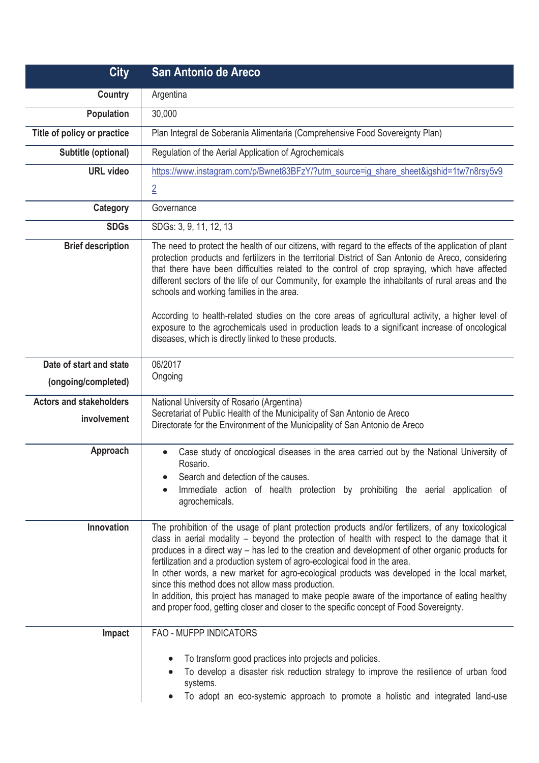| City | San Antonio de Areco |
|---|---|
| Country | Argentina |
| Population | 30,000 |
| Title of policy or practice | Plan Integral de Soberanía Alimentaria (Comprehensive Food Sovereignty Plan) |
| Subtitle (optional) | Regulation of the Aerial Application of Agrochemicals |
| URL video | https://www.instagram.com/p/Bwnet83BFzY/?utm_source=ig_share_sheet&igshid=1tw7n8rsy5v92 |
| Category | Governance |
| SDGs | SDGs: 3, 9, 11, 12, 13 |
| Brief description | The need to protect the health of our citizens, with regard to the effects of the application of plant protection products and fertilizers in the territorial District of San Antonio de Areco, considering that there have been difficulties related to the control of crop spraying, which have affected different sectors of the life of our Community, for example the inhabitants of rural areas and the schools and working families in the area.<br><br>According to health-related studies on the core areas of agricultural activity, a higher level of exposure to the agrochemicals used in production leads to a significant increase of oncological diseases, which is directly linked to these products. |
| Date of start and state (ongoing/completed) | 06/2017<br>Ongoing |
| Actors and stakeholders involvement | National University of Rosario (Argentina)<br>Secretariat of Public Health of the Municipality of San Antonio de Areco<br>Directorate for the Environment of the Municipality of San Antonio de Areco |
| Approach | • Case study of oncological diseases in the area carried out by the National University of Rosario.<br>• Search and detection of the causes.<br>• Immediate action of health protection by prohibiting the aerial application of agrochemicals. |
| Innovation | The prohibition of the usage of plant protection products and/or fertilizers, of any toxicological class in aerial modality – beyond the protection of health with respect to the damage that it produces in a direct way – has led to the creation and development of other organic products for fertilization and a production system of agro-ecological food in the area.<br>In other words, a new market for agro-ecological products was developed in the local market, since this method does not allow mass production.<br>In addition, this project has managed to make people aware of the importance of eating healthy and proper food, getting closer and closer to the specific concept of Food Sovereignty. |
| Impact | FAO - MUFPP INDICATORS<br><br>• To transform good practices into projects and policies.<br>• To develop a disaster risk reduction strategy to improve the resilience of urban food systems.<br>• To adopt an eco-systemic approach to promote a holistic and integrated land-use |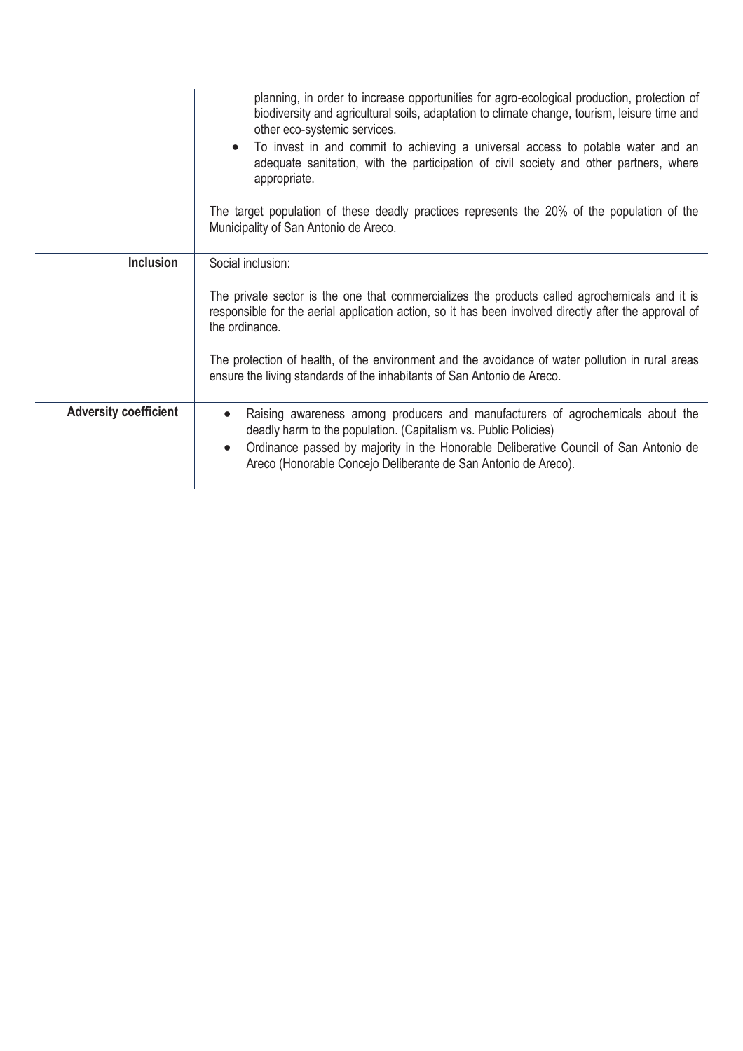| | |
|---|---|
| | planning, in order to increase opportunities for agro-ecological production, protection of biodiversity and agricultural soils, adaptation to climate change, tourism, leisure time and other eco-systemic services.<br>• To invest in and commit to achieving a universal access to potable water and an adequate sanitation, with the participation of civil society and other partners, where appropriate.<br><br>The target population of these deadly practices represents the 20% of the population of the Municipality of San Antonio de Areco. |
| **Inclusion** | Social inclusion:<br><br>The private sector is the one that commercializes the products called agrochemicals and it is responsible for the aerial application action, so it has been involved directly after the approval of the ordinance.<br><br>The protection of health, of the environment and the avoidance of water pollution in rural areas ensure the living standards of the inhabitants of San Antonio de Areco. |
| **Adversity coefficient** | • Raising awareness among producers and manufacturers of agrochemicals about the deadly harm to the population. (Capitalism vs. Public Policies)<br>• Ordinance passed by majority in the Honorable Deliberative Council of San Antonio de Areco (Honorable Concejo Deliberante de San Antonio de Areco). |